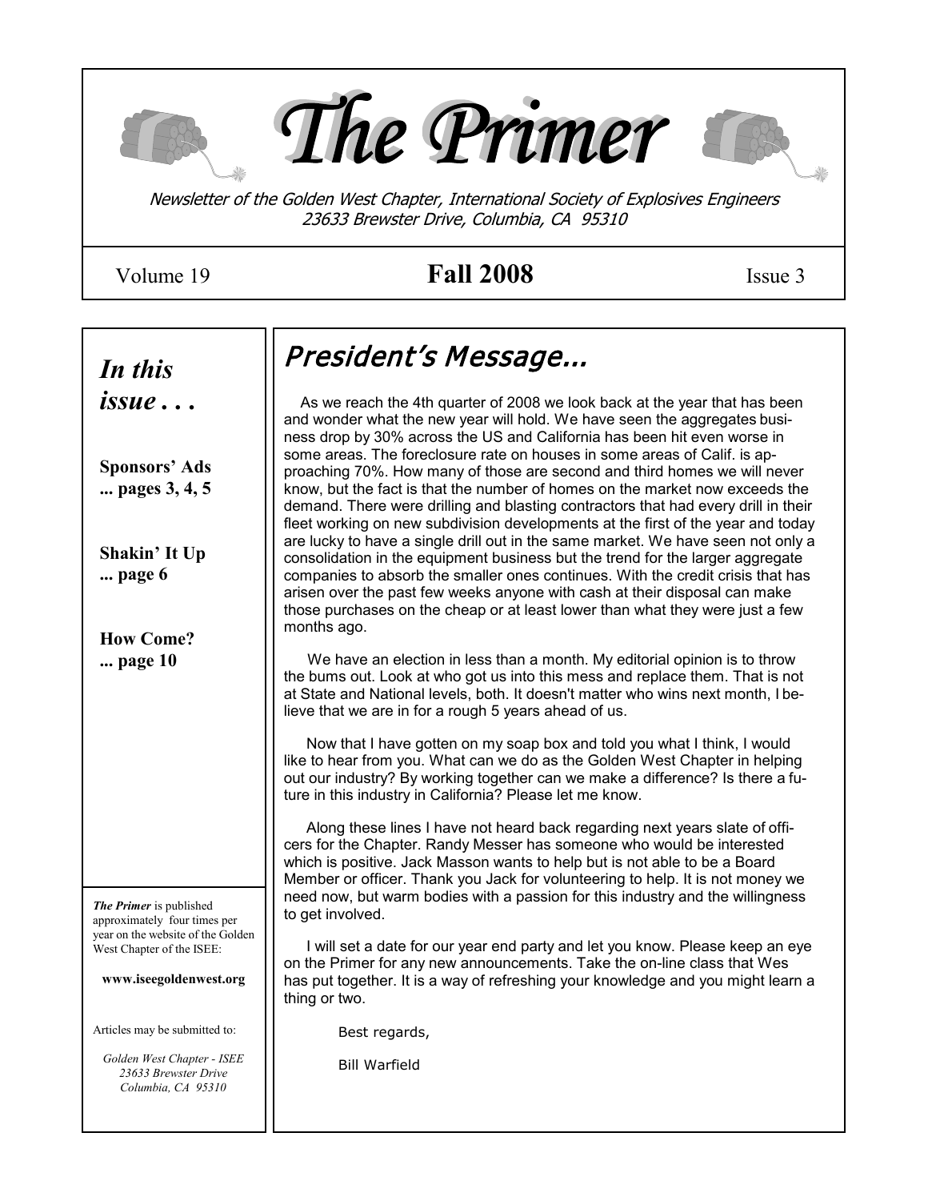# The Primer

*Newsletter of the Golden West Chapter, International Society of Explosives Engineers*
*23633 Brewster Drive, Columbia, CA 95310*

Volume 19 **Fall 2008** Issue 3

## *In this issue . . .*

**Sponsors' Ads**
**... pages 3, 4, 5**

**Shakin' It Up**
**... page 6**

**How Come?**
**... page 10**

***The Primer*** is published approximately four times per year on the website of the Golden West Chapter of the ISEE:

**www.iseegoldenwest.org**

Articles may be submitted to:

*Golden West Chapter - ISEE*
*23633 Brewster Drive*
*Columbia, CA 95310*

## *President's Message...*

As we reach the 4th quarter of 2008 we look back at the year that has been and wonder what the new year will hold. We have seen the aggregates business drop by 30% across the US and California has been hit even worse in some areas. The foreclosure rate on houses in some areas of Calif. is approaching 70%. How many of those are second and third homes we will never know, but the fact is that the number of homes on the market now exceeds the demand. There were drilling and blasting contractors that had every drill in their fleet working on new subdivision developments at the first of the year and today are lucky to have a single drill out in the same market. We have seen not only a consolidation in the equipment business but the trend for the larger aggregate companies to absorb the smaller ones continues. With the credit crisis that has arisen over the past few weeks anyone with cash at their disposal can make those purchases on the cheap or at least lower than what they were just a few months ago.

We have an election in less than a month. My editorial opinion is to throw the bums out. Look at who got us into this mess and replace them. That is not at State and National levels, both. It doesn't matter who wins next month, I believe that we are in for a rough 5 years ahead of us.

Now that I have gotten on my soap box and told you what I think, I would like to hear from you. What can we do as the Golden West Chapter in helping out our industry? By working together can we make a difference? Is there a future in this industry in California? Please let me know.

Along these lines I have not heard back regarding next years slate of officers for the Chapter. Randy Messer has someone who would be interested which is positive. Jack Masson wants to help but is not able to be a Board Member or officer. Thank you Jack for volunteering to help. It is not money we need now, but warm bodies with a passion for this industry and the willingness to get involved.

I will set a date for our year end party and let you know. Please keep an eye on the Primer for any new announcements. Take the on-line class that Wes has put together. It is a way of refreshing your knowledge and you might learn a thing or two.

Best regards,

Bill Warfield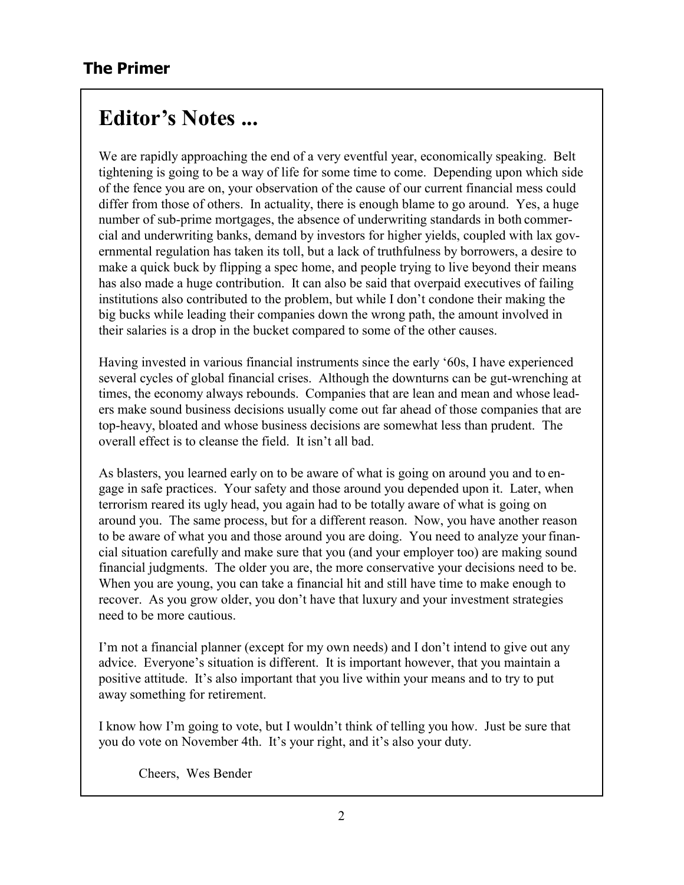# Editor's Notes ...

We are rapidly approaching the end of a very eventful year, economically speaking. Belt tightening is going to be a way of life for some time to come. Depending upon which side of the fence you are on, your observation of the cause of our current financial mess could differ from those of others. In actuality, there is enough blame to go around. Yes, a huge number of sub-prime mortgages, the absence of underwriting standards in both commercial and underwriting banks, demand by investors for higher yields, coupled with lax governmental regulation has taken its toll, but a lack of truthfulness by borrowers, a desire to make a quick buck by flipping a spec home, and people trying to live beyond their means has also made a huge contribution. It can also be said that overpaid executives of failing institutions also contributed to the problem, but while I don't condone their making the big bucks while leading their companies down the wrong path, the amount involved in their salaries is a drop in the bucket compared to some of the other causes.

Having invested in various financial instruments since the early '60s, I have experienced several cycles of global financial crises. Although the downturns can be gut-wrenching at times, the economy always rebounds. Companies that are lean and mean and whose leaders make sound business decisions usually come out far ahead of those companies that are top-heavy, bloated and whose business decisions are somewhat less than prudent. The overall effect is to cleanse the field. It isn't all bad.

As blasters, you learned early on to be aware of what is going on around you and to engage in safe practices. Your safety and those around you depended upon it. Later, when terrorism reared its ugly head, you again had to be totally aware of what is going on around you. The same process, but for a different reason. Now, you have another reason to be aware of what you and those around you are doing. You need to analyze your financial situation carefully and make sure that you (and your employer too) are making sound financial judgments. The older you are, the more conservative your decisions need to be. When you are young, you can take a financial hit and still have time to make enough to recover. As you grow older, you don't have that luxury and your investment strategies need to be more cautious.

I'm not a financial planner (except for my own needs) and I don't intend to give out any advice. Everyone's situation is different. It is important however, that you maintain a positive attitude. It's also important that you live within your means and to try to put away something for retirement.

I know how I'm going to vote, but I wouldn't think of telling you how. Just be sure that you do vote on November 4th. It's your right, and it's also your duty.

Cheers, Wes Bender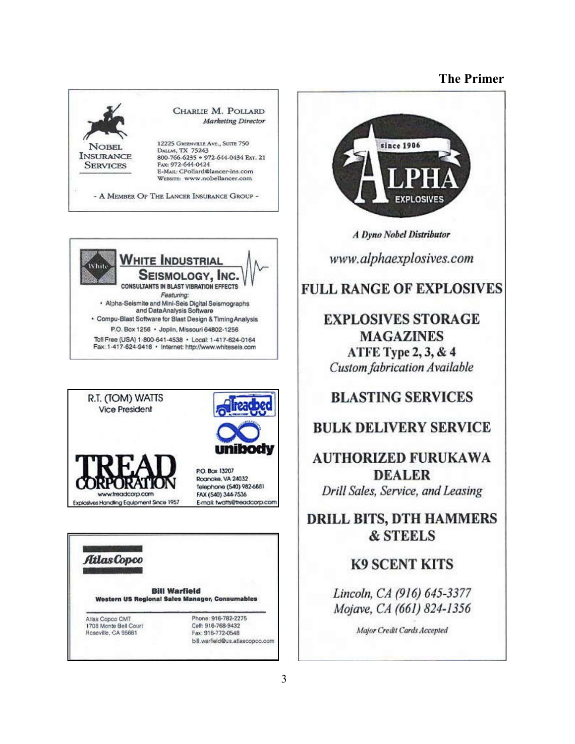**NOBEL INSURANCE SERVICES**

**CHARLIE M. POLLARD**
*Marketing Director*

12225 Greenville Ave., Suite 750
Dallas, TX 75243
800-766-6235 • 972-644-0434 Ext. 21
Fax: 972-644-0424
E-Mail: CPollard@lancer-ins.com
Website: www.nobellancer.com

- A Member Of The Lancer Insurance Group -

---

**WHITE INDUSTRIAL SEISMOLOGY, INC.**
CONSULTANTS IN BLAST VIBRATION EFFECTS

*Featuring:*

- Alpha-Seismite and Mini-Seis Digital Seismographs and DataAnalysis Software
- Compu-Blast Software for Blast Design & TimingAnalysis

P.O. Box 1256 • Joplin, Missouri 64802-1256
Toll Free (USA) 1-800-641-4538 • Local: 1-417-624-0164
Fax: 1-417-624-9416 • Internet: http://www.whiteseis.com

---

R.T. (TOM) WATTS
Vice President

**Treadbed**

**unibody**

**TREAD CORPORATION**
www.treadcorp.com
Explosives Handling Equipment Since 1957

P.O. Box 13207
Roanoke, VA 24032
Telephone (540) 982-6881
FAX (540) 344-7536
E-mail: twatts@treadcorp.com

---

**Atlas Copco**

**Bill Warfield**
**Western US Regional Sales Manager, Consumables**

Atlas Copco CMT
1708 Monte Bell Court
Roseville, CA 95661

Phone: 916-782-2275
Cell: 916-768-9432
Fax: 916-772-0548
bill.warfield@us.atlascopco.com

---

**since 1906**
**ALPHA EXPLOSIVES**

***A Dyno Nobel Distributor***

*www.alphaexplosives.com*

**FULL RANGE OF EXPLOSIVES**

**EXPLOSIVES STORAGE MAGAZINES**
**ATFE Type 2, 3, & 4**
*Custom fabrication Available*

**BLASTING SERVICES**

**BULK DELIVERY SERVICE**

**AUTHORIZED FURUKAWA DEALER**
*Drill Sales, Service, and Leasing*

**DRILL BITS, DTH HAMMERS & STEELS**

**K9 SCENT KITS**

*Lincoln, CA (916) 645-3377*
*Mojave, CA (661) 824-1356*

*Major Credit Cards Accepted*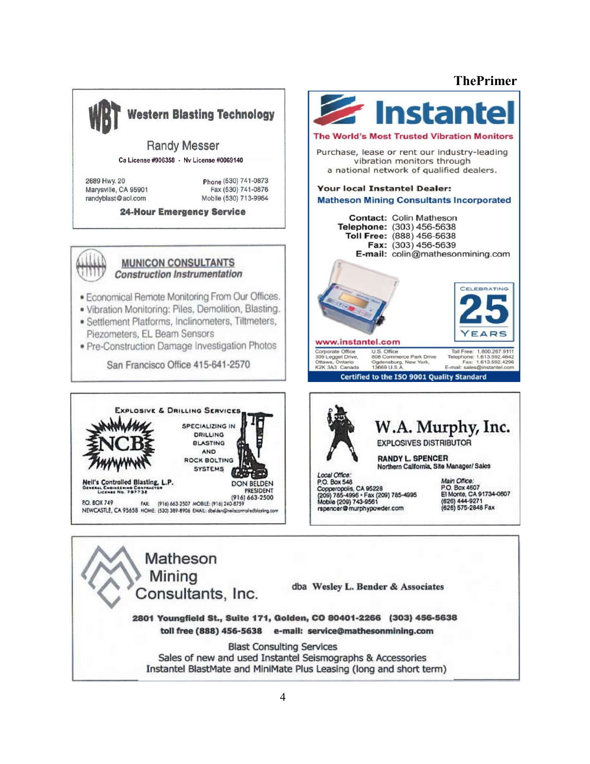## Western Blasting Technology

WBT

Randy Messer

Ca License #906358 - Nv License #0069140

2689 Hwy. 20
Marysville, CA 95901
randyblast@aol.com

Phone (530) 741-0873
Fax (530) 741-0876
Mobile (530) 713-9964

**24-Hour Emergency Service**

---

## Instantel

**The World's Most Trusted Vibration Monitors**

Purchase, lease or rent our industry-leading vibration monitors through a national network of qualified dealers.

**Your local Instantel Dealer:**
**Matheson Mining Consultants Incorporated**

**Contact:** Colin Matheson
**Telephone:** (303) 456-5638
**Toll Free:** (888) 456-5638
**Fax:** (303) 456-5639
**E-mail:** colin@mathesonmining.com

Celebrating 25 Years

www.instantel.com

Corporate Office
309 Legget Drive,
Ottawa, Ontario
K2K 3A3 Canada

U.S. Office
808 Commerce Park Drive
Ogdensburg, New York,
13669 U.S.A.

Toll Free: 1.800.267.9111
Telephone: 1.613.592.4642
Fax: 1.613.592.4296
E-mail: sales@instantel.com

**Certified to the ISO 9001 Quality Standard**

---

## MUNICON CONSULTANTS

***Construction Instrumentation***

- Economical Remote Monitoring From Our Offices.
- Vibration Monitoring: Piles, Demolition, Blasting.
- Settlement Platforms, Inclinometers, Tiltmeters, Piezometers, EL Beam Sensors
- Pre-Construction Damage Investigation Photos

San Francisco Office 415-641-2570

---

## NCB

Explosive & Drilling Services

Specializing in Drilling Blasting and Rock Bolting Systems

**Neil's Controlled Blasting, L.P.**
General Engineering Contractor
License No. 797732

DON BELDEN
PRESIDENT
(916) 663-2500

P.O. BOX 749
NEWCASTLE, CA 95658

FAX: (916) 663-2507 MOBILE: (916) 240-8759
HOME: (530) 389-8906 EMAIL: dbelden@neilscontrolledblasting.com

---

## W.A. Murphy, Inc.

EXPLOSIVES DISTRIBUTOR

**RANDY L. SPENCER**
Northern California, Site Manager/ Sales

*Local Office:*
P.O. Box 548
Copperopolis, CA 95228
(209) 785-4996 • Fax (209) 785-4995
Mobile (209) 743-9561
rspencer@murphypowder.com

*Main Office:*
P.O. Box 4607
El Monte, CA 91734-0607
(626) 444-9271
(626) 575-2848 Fax

---

## Matheson Mining Consultants, Inc.

dba **Wesley L. Bender & Associates**

**2801 Youngfield St., Suite 171, Golden, CO 80401-2266 (303) 456-5638**
**toll free (888) 456-5638 e-mail: service@mathesonmining.com**

Blast Consulting Services
Sales of new and used Instantel Seismographs & Accessories
Instantel BlastMate and MiniMate Plus Leasing (long and short term)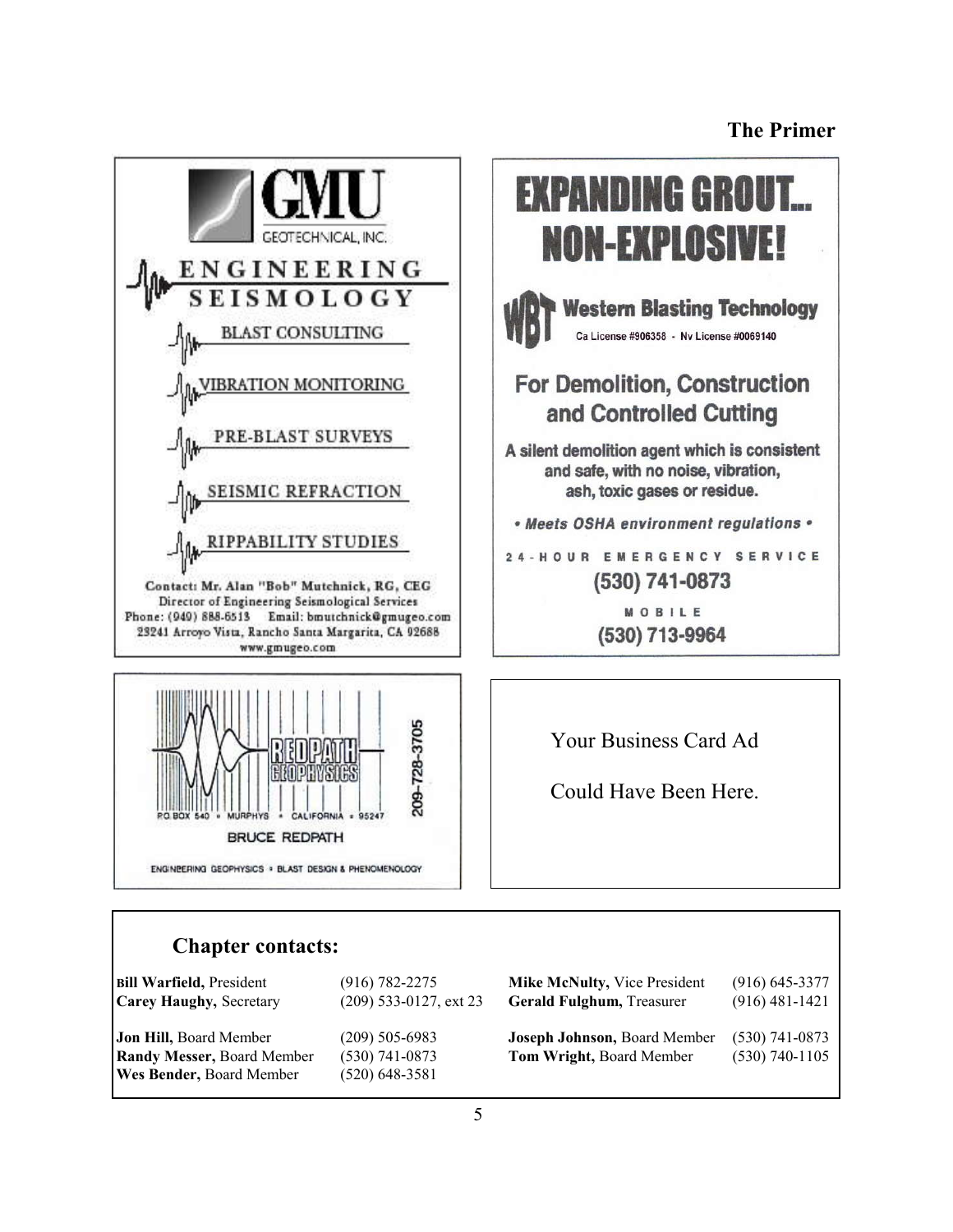## GMU Geotechnical, Inc.

**ENGINEERING SEISMOLOGY**

- BLAST CONSULTING
- VIBRATION MONITORING
- PRE-BLAST SURVEYS
- SEISMIC REFRACTION
- RIPPABILITY STUDIES

Contact: Mr. Alan "Bob" Mutchnick, RG, CEG
Director of Engineering Seismological Services
Phone: (949) 888-6513 Email: bmutchnick@gmugeo.com
23241 Arroyo Vista, Rancho Santa Margarita, CA 92688
www.gmugeo.com

## EXPANDING GROUT... NON-EXPLOSIVE!

**WBT Western Blasting Technology**
Ca License #906358 - Nv License #0069140

**For Demolition, Construction and Controlled Cutting**

A silent demolition agent which is consistent and safe, with no noise, vibration, ash, toxic gases or residue.

*• Meets OSHA environment regulations •*

24-HOUR EMERGENCY SERVICE
**(530) 741-0873**

MOBILE
**(530) 713-9964**

## REDPATH GEOPHYSICS

209-728-3705

P.O. BOX 540 • MURPHYS • CALIFORNIA • 95247

BRUCE REDPATH

ENGINEERING GEOPHYSICS • BLAST DESIGN & PHENOMENOLOGY

---

Your Business Card Ad

Could Have Been Here.

---

## Chapter contacts:

| | | | |
|---|---|---|---|
| **Bill Warfield,** President | (916) 782-2275 | **Mike McNulty,** Vice President | (916) 645-3377 |
| **Carey Haughy,** Secretary | (209) 533-0127, ext 23 | **Gerald Fulghum,** Treasurer | (916) 481-1421 |
| **Jon Hill,** Board Member | (209) 505-6983 | **Joseph Johnson,** Board Member | (530) 741-0873 |
| **Randy Messer,** Board Member | (530) 741-0873 | **Tom Wright,** Board Member | (530) 740-1105 |
| **Wes Bender,** Board Member | (520) 648-3581 | | |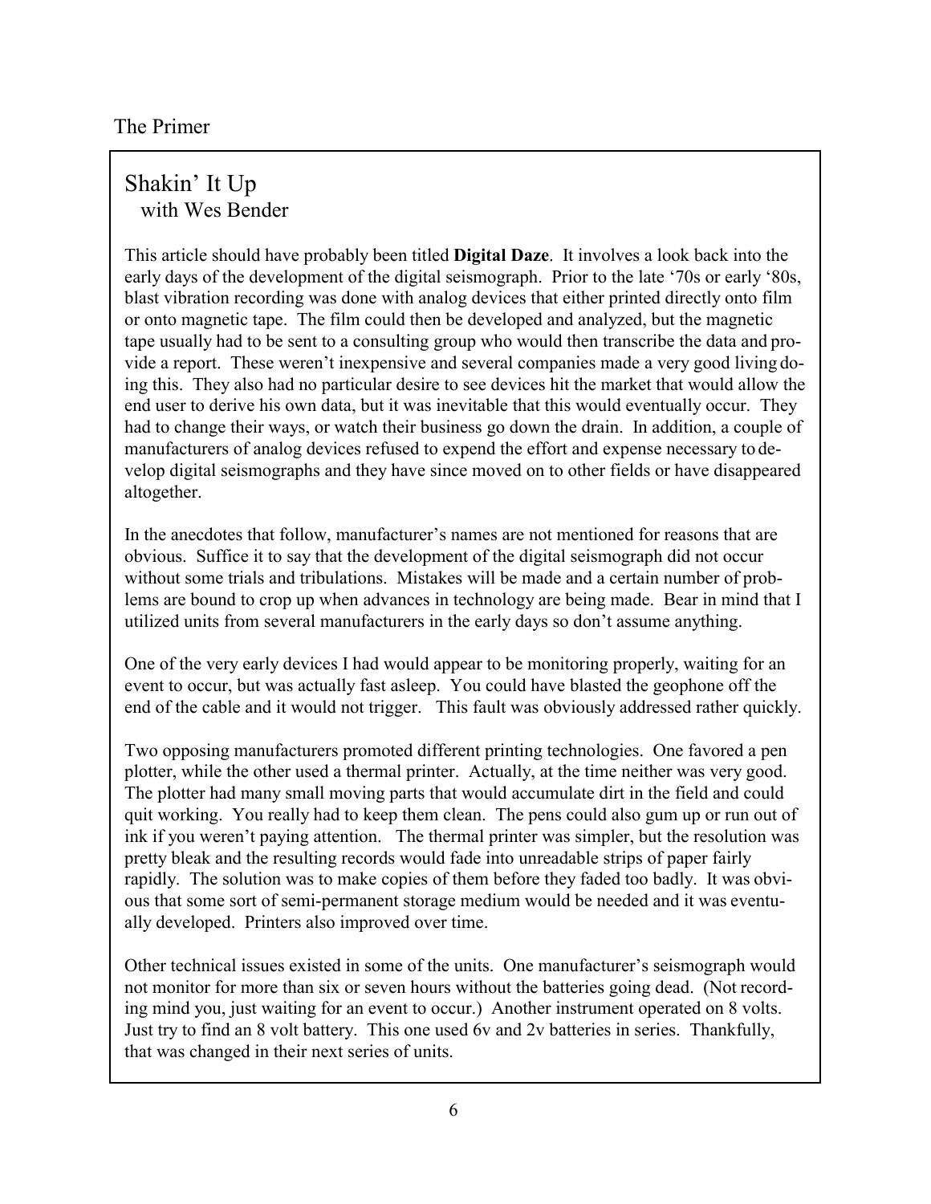# Shakin' It Up

with Wes Bender

This article should have probably been titled **Digital Daze**. It involves a look back into the early days of the development of the digital seismograph. Prior to the late '70s or early '80s, blast vibration recording was done with analog devices that either printed directly onto film or onto magnetic tape. The film could then be developed and analyzed, but the magnetic tape usually had to be sent to a consulting group who would then transcribe the data and provide a report. These weren't inexpensive and several companies made a very good living doing this. They also had no particular desire to see devices hit the market that would allow the end user to derive his own data, but it was inevitable that this would eventually occur. They had to change their ways, or watch their business go down the drain. In addition, a couple of manufacturers of analog devices refused to expend the effort and expense necessary to develop digital seismographs and they have since moved on to other fields or have disappeared altogether.

In the anecdotes that follow, manufacturer's names are not mentioned for reasons that are obvious. Suffice it to say that the development of the digital seismograph did not occur without some trials and tribulations. Mistakes will be made and a certain number of problems are bound to crop up when advances in technology are being made. Bear in mind that I utilized units from several manufacturers in the early days so don't assume anything.

One of the very early devices I had would appear to be monitoring properly, waiting for an event to occur, but was actually fast asleep. You could have blasted the geophone off the end of the cable and it would not trigger. This fault was obviously addressed rather quickly.

Two opposing manufacturers promoted different printing technologies. One favored a pen plotter, while the other used a thermal printer. Actually, at the time neither was very good. The plotter had many small moving parts that would accumulate dirt in the field and could quit working. You really had to keep them clean. The pens could also gum up or run out of ink if you weren't paying attention. The thermal printer was simpler, but the resolution was pretty bleak and the resulting records would fade into unreadable strips of paper fairly rapidly. The solution was to make copies of them before they faded too badly. It was obvious that some sort of semi-permanent storage medium would be needed and it was eventually developed. Printers also improved over time.

Other technical issues existed in some of the units. One manufacturer's seismograph would not monitor for more than six or seven hours without the batteries going dead. (Not recording mind you, just waiting for an event to occur.) Another instrument operated on 8 volts. Just try to find an 8 volt battery. This one used 6v and 2v batteries in series. Thankfully, that was changed in their next series of units.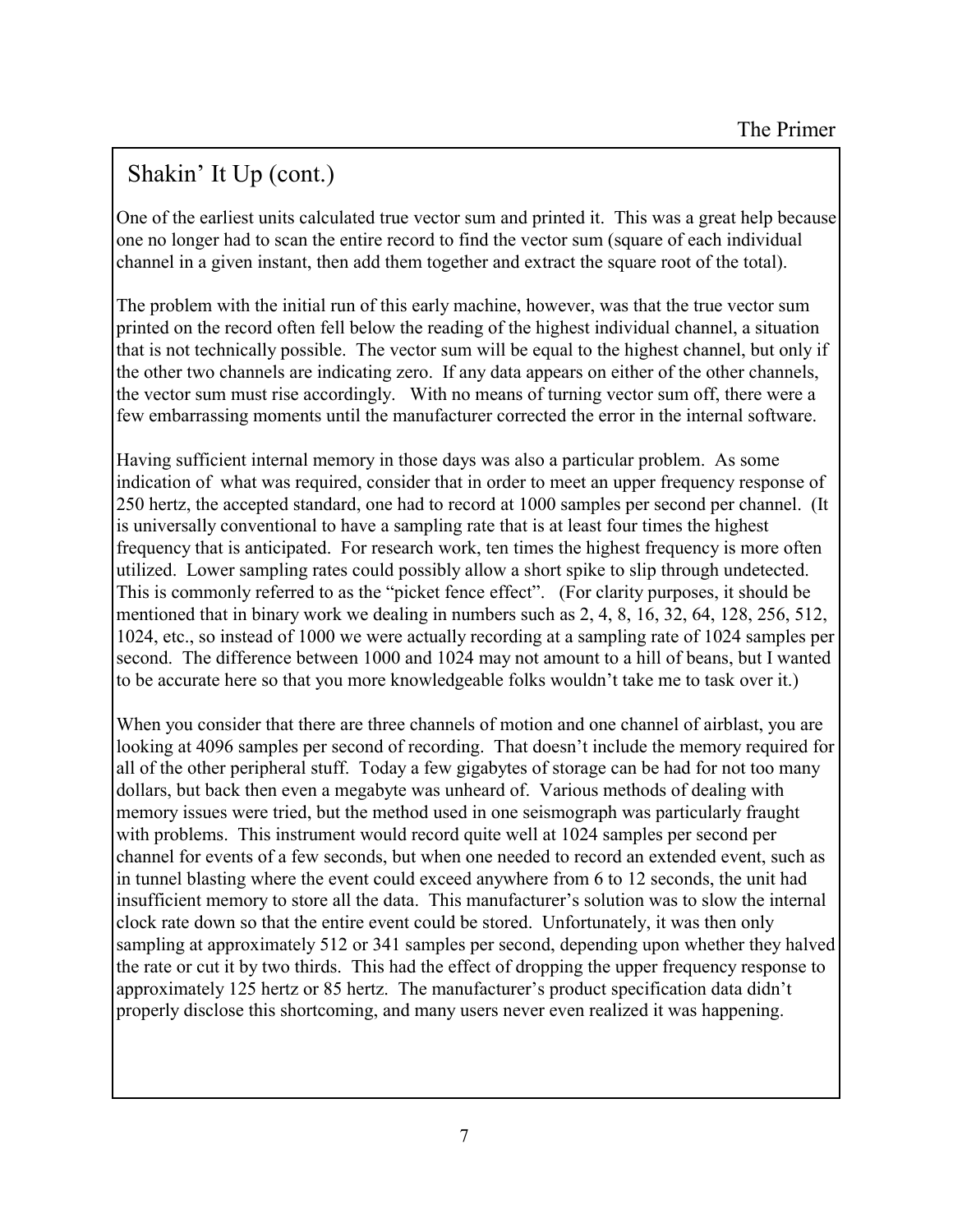## Shakin' It Up (cont.)

One of the earliest units calculated true vector sum and printed it. This was a great help because one no longer had to scan the entire record to find the vector sum (square of each individual channel in a given instant, then add them together and extract the square root of the total).

The problem with the initial run of this early machine, however, was that the true vector sum printed on the record often fell below the reading of the highest individual channel, a situation that is not technically possible. The vector sum will be equal to the highest channel, but only if the other two channels are indicating zero. If any data appears on either of the other channels, the vector sum must rise accordingly. With no means of turning vector sum off, there were a few embarrassing moments until the manufacturer corrected the error in the internal software.

Having sufficient internal memory in those days was also a particular problem. As some indication of what was required, consider that in order to meet an upper frequency response of 250 hertz, the accepted standard, one had to record at 1000 samples per second per channel. (It is universally conventional to have a sampling rate that is at least four times the highest frequency that is anticipated. For research work, ten times the highest frequency is more often utilized. Lower sampling rates could possibly allow a short spike to slip through undetected. This is commonly referred to as the "picket fence effect". (For clarity purposes, it should be mentioned that in binary work we dealing in numbers such as 2, 4, 8, 16, 32, 64, 128, 256, 512, 1024, etc., so instead of 1000 we were actually recording at a sampling rate of 1024 samples per second. The difference between 1000 and 1024 may not amount to a hill of beans, but I wanted to be accurate here so that you more knowledgeable folks wouldn't take me to task over it.)

When you consider that there are three channels of motion and one channel of airblast, you are looking at 4096 samples per second of recording. That doesn't include the memory required for all of the other peripheral stuff. Today a few gigabytes of storage can be had for not too many dollars, but back then even a megabyte was unheard of. Various methods of dealing with memory issues were tried, but the method used in one seismograph was particularly fraught with problems. This instrument would record quite well at 1024 samples per second per channel for events of a few seconds, but when one needed to record an extended event, such as in tunnel blasting where the event could exceed anywhere from 6 to 12 seconds, the unit had insufficient memory to store all the data. This manufacturer's solution was to slow the internal clock rate down so that the entire event could be stored. Unfortunately, it was then only sampling at approximately 512 or 341 samples per second, depending upon whether they halved the rate or cut it by two thirds. This had the effect of dropping the upper frequency response to approximately 125 hertz or 85 hertz. The manufacturer's product specification data didn't properly disclose this shortcoming, and many users never even realized it was happening.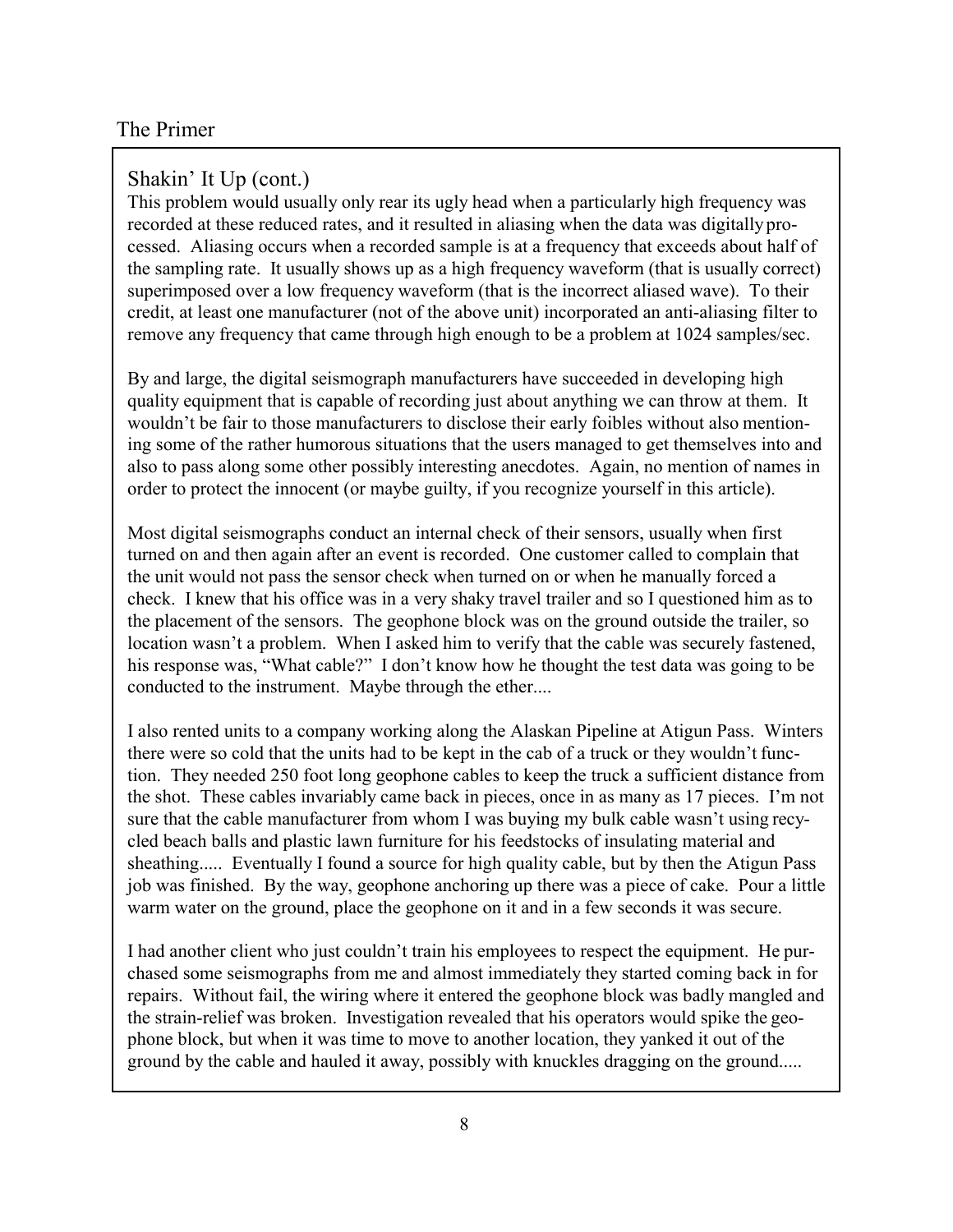## Shakin' It Up (cont.)

This problem would usually only rear its ugly head when a particularly high frequency was recorded at these reduced rates, and it resulted in aliasing when the data was digitally processed. Aliasing occurs when a recorded sample is at a frequency that exceeds about half of the sampling rate. It usually shows up as a high frequency waveform (that is usually correct) superimposed over a low frequency waveform (that is the incorrect aliased wave). To their credit, at least one manufacturer (not of the above unit) incorporated an anti-aliasing filter to remove any frequency that came through high enough to be a problem at 1024 samples/sec.

By and large, the digital seismograph manufacturers have succeeded in developing high quality equipment that is capable of recording just about anything we can throw at them. It wouldn't be fair to those manufacturers to disclose their early foibles without also mentioning some of the rather humorous situations that the users managed to get themselves into and also to pass along some other possibly interesting anecdotes. Again, no mention of names in order to protect the innocent (or maybe guilty, if you recognize yourself in this article).

Most digital seismographs conduct an internal check of their sensors, usually when first turned on and then again after an event is recorded. One customer called to complain that the unit would not pass the sensor check when turned on or when he manually forced a check. I knew that his office was in a very shaky travel trailer and so I questioned him as to the placement of the sensors. The geophone block was on the ground outside the trailer, so location wasn't a problem. When I asked him to verify that the cable was securely fastened, his response was, "What cable?" I don't know how he thought the test data was going to be conducted to the instrument. Maybe through the ether....

I also rented units to a company working along the Alaskan Pipeline at Atigun Pass. Winters there were so cold that the units had to be kept in the cab of a truck or they wouldn't function. They needed 250 foot long geophone cables to keep the truck a sufficient distance from the shot. These cables invariably came back in pieces, once in as many as 17 pieces. I'm not sure that the cable manufacturer from whom I was buying my bulk cable wasn't using recycled beach balls and plastic lawn furniture for his feedstocks of insulating material and sheathing..... Eventually I found a source for high quality cable, but by then the Atigun Pass job was finished. By the way, geophone anchoring up there was a piece of cake. Pour a little warm water on the ground, place the geophone on it and in a few seconds it was secure.

I had another client who just couldn't train his employees to respect the equipment. He purchased some seismographs from me and almost immediately they started coming back in for repairs. Without fail, the wiring where it entered the geophone block was badly mangled and the strain-relief was broken. Investigation revealed that his operators would spike the geophone block, but when it was time to move to another location, they yanked it out of the ground by the cable and hauled it away, possibly with knuckles dragging on the ground.....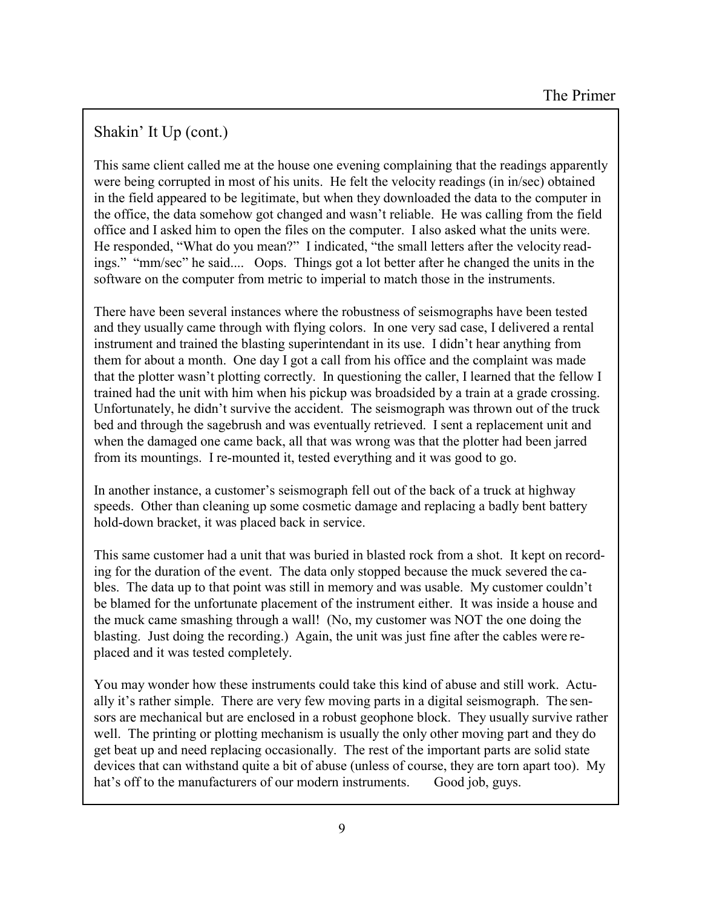## Shakin' It Up (cont.)

This same client called me at the house one evening complaining that the readings apparently were being corrupted in most of his units. He felt the velocity readings (in in/sec) obtained in the field appeared to be legitimate, but when they downloaded the data to the computer in the office, the data somehow got changed and wasn't reliable. He was calling from the field office and I asked him to open the files on the computer. I also asked what the units were. He responded, "What do you mean?" I indicated, "the small letters after the velocity readings." "mm/sec" he said.... Oops. Things got a lot better after he changed the units in the software on the computer from metric to imperial to match those in the instruments.

There have been several instances where the robustness of seismographs have been tested and they usually came through with flying colors. In one very sad case, I delivered a rental instrument and trained the blasting superintendant in its use. I didn't hear anything from them for about a month. One day I got a call from his office and the complaint was made that the plotter wasn't plotting correctly. In questioning the caller, I learned that the fellow I trained had the unit with him when his pickup was broadsided by a train at a grade crossing. Unfortunately, he didn't survive the accident. The seismograph was thrown out of the truck bed and through the sagebrush and was eventually retrieved. I sent a replacement unit and when the damaged one came back, all that was wrong was that the plotter had been jarred from its mountings. I re-mounted it, tested everything and it was good to go.

In another instance, a customer's seismograph fell out of the back of a truck at highway speeds. Other than cleaning up some cosmetic damage and replacing a badly bent battery hold-down bracket, it was placed back in service.

This same customer had a unit that was buried in blasted rock from a shot. It kept on recording for the duration of the event. The data only stopped because the muck severed the cables. The data up to that point was still in memory and was usable. My customer couldn't be blamed for the unfortunate placement of the instrument either. It was inside a house and the muck came smashing through a wall! (No, my customer was NOT the one doing the blasting. Just doing the recording.) Again, the unit was just fine after the cables were replaced and it was tested completely.

You may wonder how these instruments could take this kind of abuse and still work. Actually it's rather simple. There are very few moving parts in a digital seismograph. The sensors are mechanical but are enclosed in a robust geophone block. They usually survive rather well. The printing or plotting mechanism is usually the only other moving part and they do get beat up and need replacing occasionally. The rest of the important parts are solid state devices that can withstand quite a bit of abuse (unless of course, they are torn apart too). My hat's off to the manufacturers of our modern instruments. Good job, guys.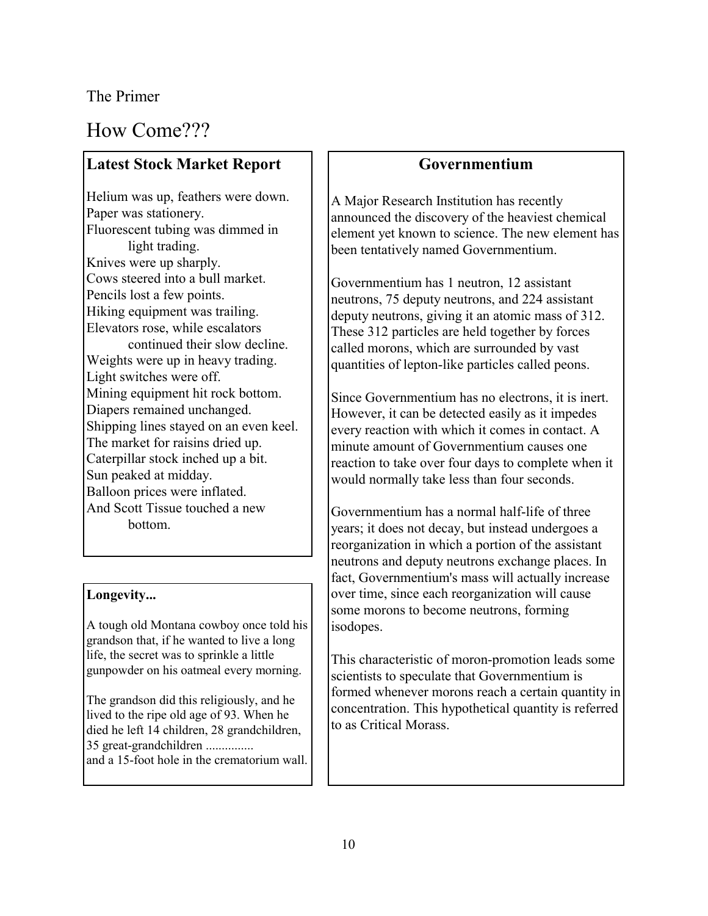The Primer

# How Come???

## Latest Stock Market Report

Helium was up, feathers were down.
Paper was stationery.
Fluorescent tubing was dimmed in light trading.
Knives were up sharply.
Cows steered into a bull market.
Pencils lost a few points.
Hiking equipment was trailing.
Elevators rose, while escalators continued their slow decline.
Weights were up in heavy trading.
Light switches were off.
Mining equipment hit rock bottom.
Diapers remained unchanged.
Shipping lines stayed on an even keel.
The market for raisins dried up.
Caterpillar stock inched up a bit.
Sun peaked at midday.
Balloon prices were inflated.
And Scott Tissue touched a new bottom.

## Longevity...

A tough old Montana cowboy once told his grandson that, if he wanted to live a long life, the secret was to sprinkle a little gunpowder on his oatmeal every morning.

The grandson did this religiously, and he lived to the ripe old age of 93. When he died he left 14 children, 28 grandchildren, 35 great-grandchildren ...............
and a 15-foot hole in the crematorium wall.

## Governmentium

A Major Research Institution has recently announced the discovery of the heaviest chemical element yet known to science. The new element has been tentatively named Governmentium.

Governmentium has 1 neutron, 12 assistant neutrons, 75 deputy neutrons, and 224 assistant deputy neutrons, giving it an atomic mass of 312. These 312 particles are held together by forces called morons, which are surrounded by vast quantities of lepton-like particles called peons.

Since Governmentium has no electrons, it is inert. However, it can be detected easily as it impedes every reaction with which it comes in contact. A minute amount of Governmentium causes one reaction to take over four days to complete when it would normally take less than four seconds.

Governmentium has a normal half-life of three years; it does not decay, but instead undergoes a reorganization in which a portion of the assistant neutrons and deputy neutrons exchange places. In fact, Governmentium's mass will actually increase over time, since each reorganization will cause some morons to become neutrons, forming isodopes.

This characteristic of moron-promotion leads some scientists to speculate that Governmentium is formed whenever morons reach a certain quantity in concentration. This hypothetical quantity is referred to as Critical Morass.